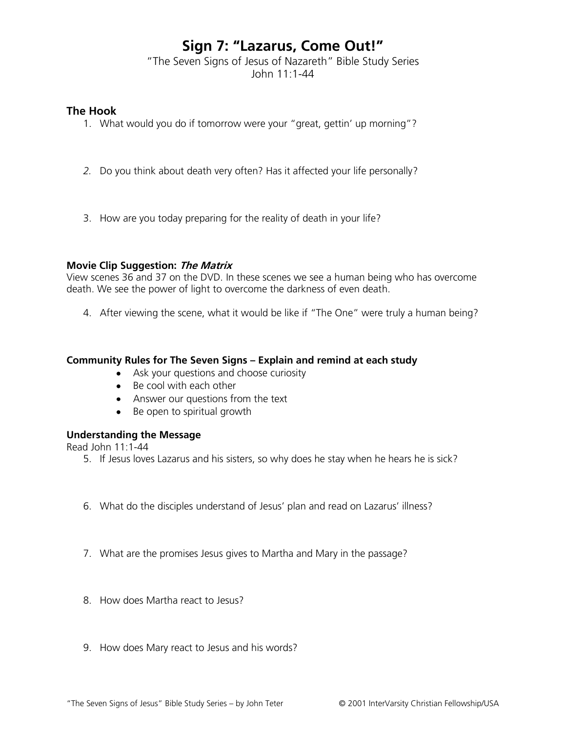# Sign 7: "Lazarus, Come Out!"

"The Seven Signs of Jesus of Nazareth" Bible Study Series
John 11:1-44

### The Hook

1. What would you do if tomorrow were your "great, gettin' up morning"?

2. Do you think about death very often? Has it affected your life personally?

3. How are you today preparing for the reality of death in your life?

**Movie Clip Suggestion: *The Matrix***
View scenes 36 and 37 on the DVD. In these scenes we see a human being who has overcome death. We see the power of light to overcome the darkness of even death.

4. After viewing the scene, what it would be like if "The One" were truly a human being?

**Community Rules for The Seven Signs – Explain and remind at each study**

- Ask your questions and choose curiosity
- Be cool with each other
- Answer our questions from the text
- Be open to spiritual growth

**Understanding the Message**
Read John 11:1-44

5. If Jesus loves Lazarus and his sisters, so why does he stay when he hears he is sick?

6. What do the disciples understand of Jesus' plan and read on Lazarus' illness?

7. What are the promises Jesus gives to Martha and Mary in the passage?

8. How does Martha react to Jesus?

9. How does Mary react to Jesus and his words?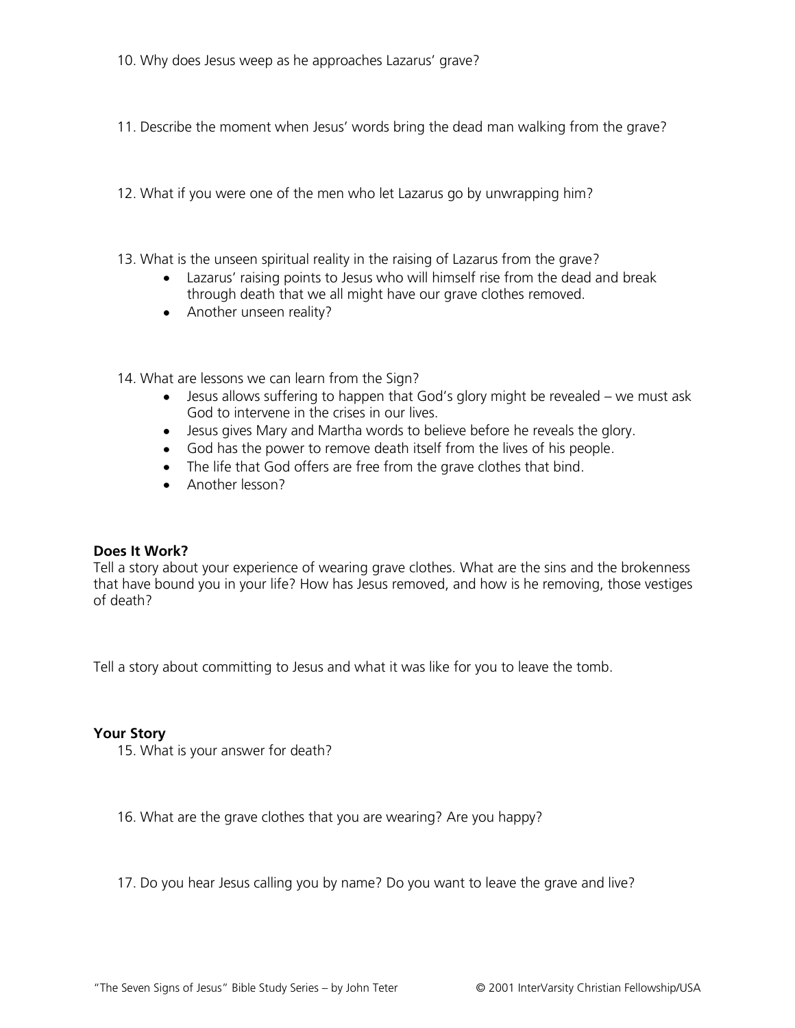10. Why does Jesus weep as he approaches Lazarus' grave?

11. Describe the moment when Jesus' words bring the dead man walking from the grave?

12. What if you were one of the men who let Lazarus go by unwrapping him?

13. What is the unseen spiritual reality in the raising of Lazarus from the grave?
    - Lazarus' raising points to Jesus who will himself rise from the dead and break through death that we all might have our grave clothes removed.
    - Another unseen reality?

14. What are lessons we can learn from the Sign?
    - Jesus allows suffering to happen that God's glory might be revealed – we must ask God to intervene in the crises in our lives.
    - Jesus gives Mary and Martha words to believe before he reveals the glory.
    - God has the power to remove death itself from the lives of his people.
    - The life that God offers are free from the grave clothes that bind.
    - Another lesson?

**Does It Work?**

Tell a story about your experience of wearing grave clothes. What are the sins and the brokenness that have bound you in your life? How has Jesus removed, and how is he removing, those vestiges of death?

Tell a story about committing to Jesus and what it was like for you to leave the tomb.

**Your Story**

15. What is your answer for death?

16. What are the grave clothes that you are wearing? Are you happy?

17. Do you hear Jesus calling you by name? Do you want to leave the grave and live?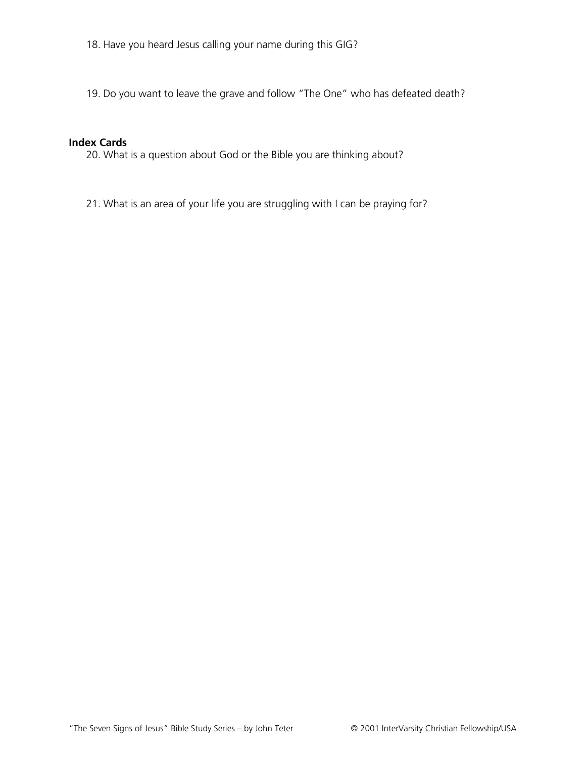18. Have you heard Jesus calling your name during this GIG?

19. Do you want to leave the grave and follow "The One" who has defeated death?

**Index Cards**

20. What is a question about God or the Bible you are thinking about?

21. What is an area of your life you are struggling with I can be praying for?